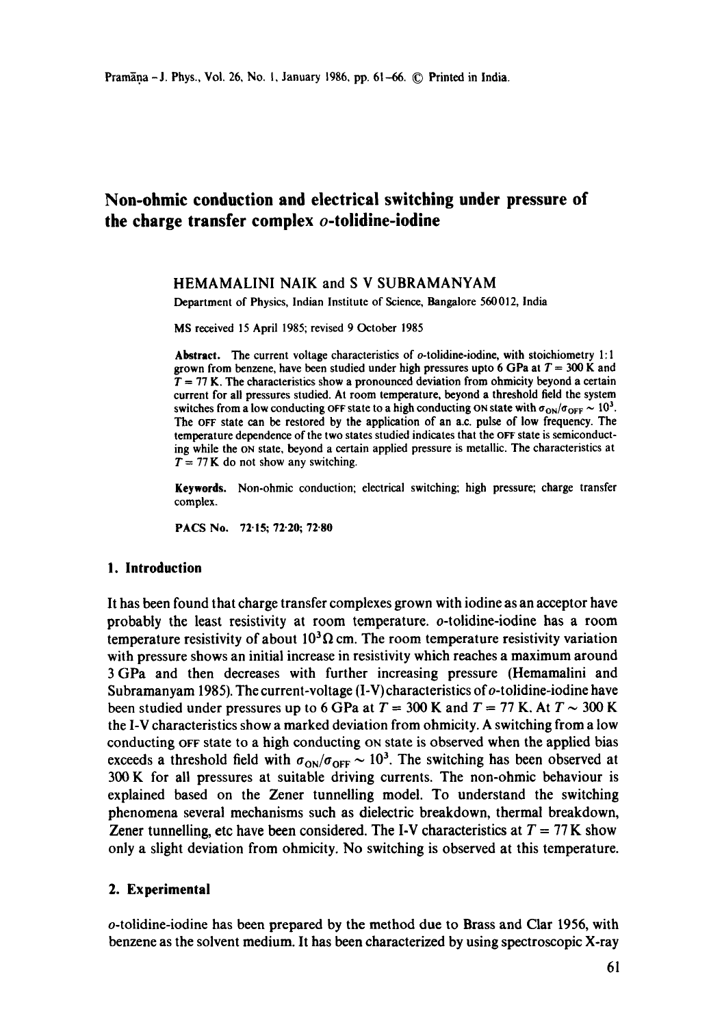# Non-ohmic conduction and electrical switching under pressure of the charge transfer complex *o*-tolidine-iodine

HEMAMALINI NAIK and S V SUBRAMANYAM

Department of Physics, Indian Institute of Science, Bangalore 560012, India

MS received 15 April 1985; revised 9 October 1985

**Abstract.** The current voltage characteristics of *o*-tolidine-iodine, with stoichiometry 1:1 grown from benzene, have been studied under high pressures upto 6 GPa at $T = 300$ K and $T = 77$ K. The characteristics show a pronounced deviation from ohmicity beyond a certain current for all pressures studied. At room temperature, beyond a threshold field the system switches from a low conducting OFF state to a high conducting ON state with $\sigma_{ON}/\sigma_{OFF} \sim 10^3$. The OFF state can be restored by the application of an a.c. pulse of low frequency. The temperature dependence of the two states studied indicates that the OFF state is semiconducting while the ON state, beyond a certain applied pressure is metallic. The characteristics at $T = 77$ K do not show any switching.

**Keywords.** Non-ohmic conduction; electrical switching; high pressure; charge transfer complex.

**PACS No.** 72·15; 72·20; 72·80

## 1. Introduction

It has been found that charge transfer complexes grown with iodine as an acceptor have probably the least resistivity at room temperature. *o*-tolidine-iodine has a room temperature resistivity of about $10^3\,\Omega$ cm. The room temperature resistivity variation with pressure shows an initial increase in resistivity which reaches a maximum around 3 GPa and then decreases with further increasing pressure (Hemamalini and Subramanyam 1985). The current-voltage (I-V) characteristics of *o*-tolidine-iodine have been studied under pressures up to 6 GPa at $T = 300$ K and $T = 77$ K. At $T \sim 300$ K the I-V characteristics show a marked deviation from ohmicity. A switching from a low conducting OFF state to a high conducting ON state is observed when the applied bias exceeds a threshold field with $\sigma_{ON}/\sigma_{OFF} \sim 10^3$. The switching has been observed at 300 K for all pressures at suitable driving currents. The non-ohmic behaviour is explained based on the Zener tunnelling model. To understand the switching phenomena several mechanisms such as dielectric breakdown, thermal breakdown, Zener tunnelling, etc have been considered. The I-V characteristics at $T = 77$ K show only a slight deviation from ohmicity. No switching is observed at this temperature.

## 2. Experimental

*o*-tolidine-iodine has been prepared by the method due to Brass and Clar 1956, with benzene as the solvent medium. It has been characterized by using spectroscopic X-ray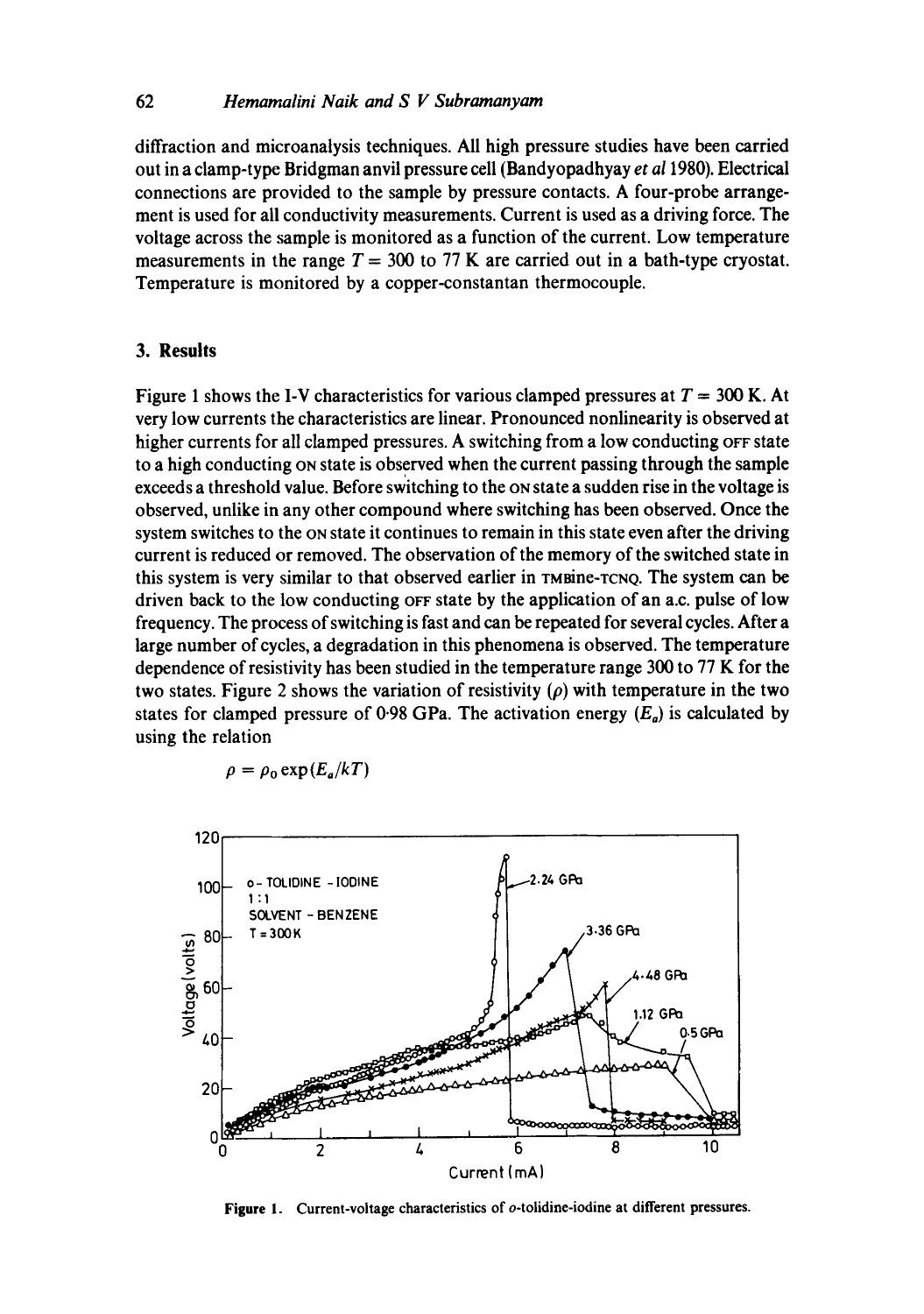diffraction and microanalysis techniques. All high pressure studies have been carried out in a clamp-type Bridgman anvil pressure cell (Bandyopadhyay *et al* 1980). Electrical connections are provided to the sample by pressure contacts. A four-probe arrangement is used for all conductivity measurements. Current is used as a driving force. The voltage across the sample is monitored as a function of the current. Low temperature measurements in the range $T = 300$ to 77 K are carried out in a bath-type cryostat. Temperature is monitored by a copper-constantan thermocouple.

## 3. Results

Figure 1 shows the I-V characteristics for various clamped pressures at $T = 300$ K. At very low currents the characteristics are linear. Pronounced nonlinearity is observed at higher currents for all clamped pressures. A switching from a low conducting OFF state to a high conducting ON state is observed when the current passing through the sample exceeds a threshold value. Before switching to the ON state a sudden rise in the voltage is observed, unlike in any other compound where switching has been observed. Once the system switches to the ON state it continues to remain in this state even after the driving current is reduced or removed. The observation of the memory of the switched state in this system is very similar to that observed earlier in TMBine-TCNQ. The system can be driven back to the low conducting OFF state by the application of an a.c. pulse of low frequency. The process of switching is fast and can be repeated for several cycles. After a large number of cycles, a degradation in this phenomena is observed. The temperature dependence of resistivity has been studied in the temperature range 300 to 77 K for the two states. Figure 2 shows the variation of resistivity ($\rho$) with temperature in the two states for clamped pressure of 0·98 GPa. The activation energy ($E_a$) is calculated by using the relation

$$\rho = \rho_0 \exp(E_a/kT)$$

**Figure 1.** Current-voltage characteristics of *o*-tolidine-iodine at different pressures.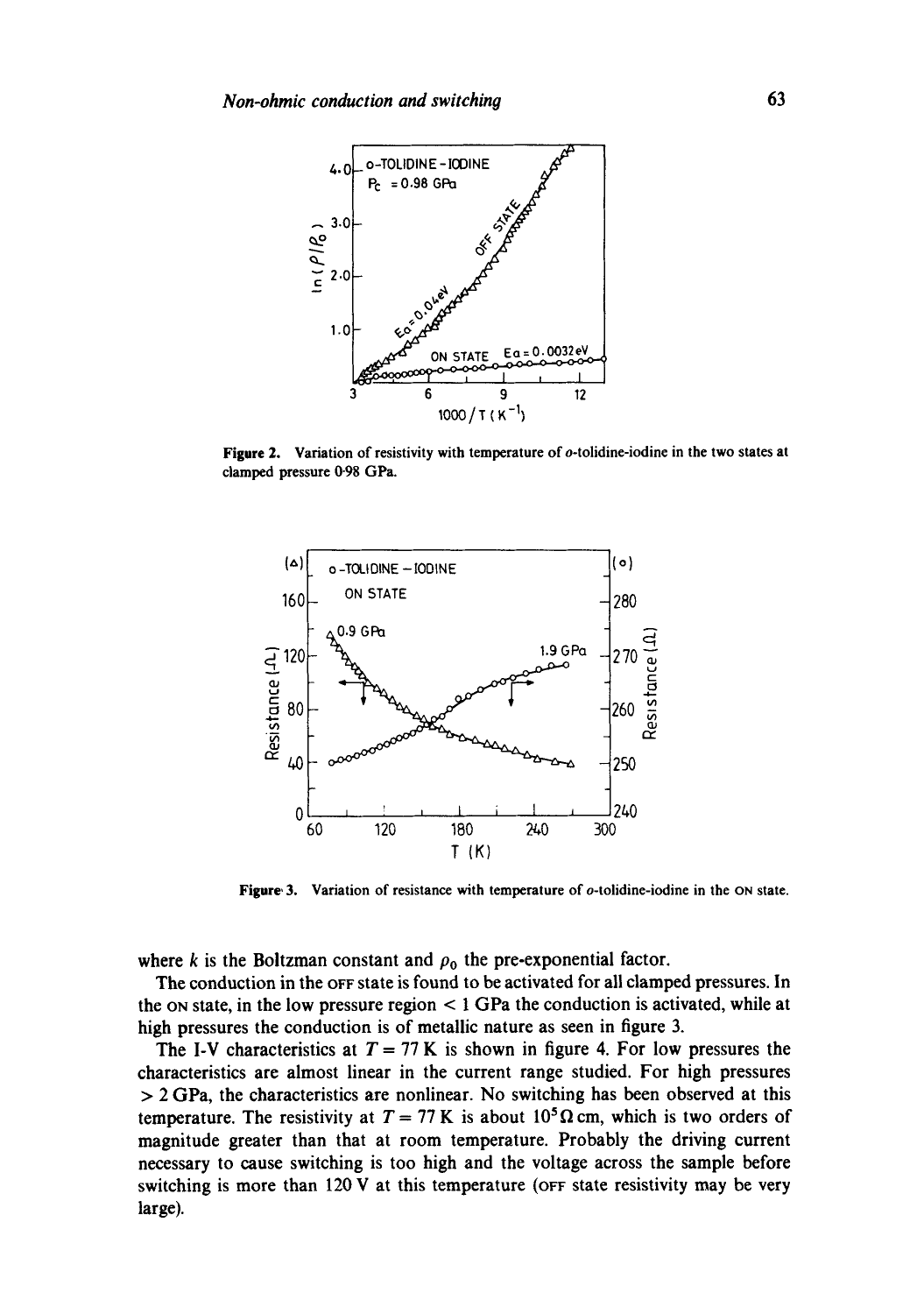**Figure 2.** Variation of resistivity with temperature of *o*-tolidine-iodine in the two states at clamped pressure 0·98 GPa.

**Figure 3.** Variation of resistance with temperature of *o*-tolidine-iodine in the ON state.

where $k$ is the Boltzman constant and $\rho_0$ the pre-exponential factor.

The conduction in the OFF state is found to be activated for all clamped pressures. In the ON state, in the low pressure region < 1 GPa the conduction is activated, while at high pressures the conduction is of metallic nature as seen in figure 3.

The I-V characteristics at $T = 77$ K is shown in figure 4. For low pressures the characteristics are almost linear in the current range studied. For high pressures > 2 GPa, the characteristics are nonlinear. No switching has been observed at this temperature. The resistivity at $T = 77$ K is about $10^5 \Omega$ cm, which is two orders of magnitude greater than that at room temperature. Probably the driving current necessary to cause switching is too high and the voltage across the sample before switching is more than 120 V at this temperature (OFF state resistivity may be very large).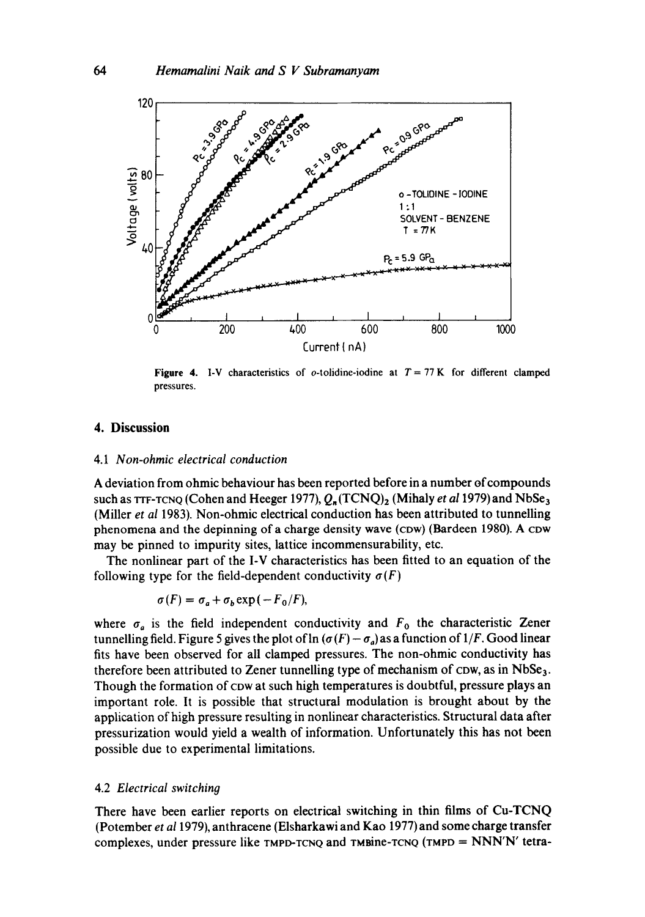Figure 4. I-V characteristics of o-tolidine-iodine at $T = 77$ K for different clamped pressures.

## 4. Discussion

### 4.1 *Non-ohmic electrical conduction*

A deviation from ohmic behaviour has been reported before in a number of compounds such as TTF-TCNQ (Cohen and Heeger 1977), $Q_n(\text{TCNQ})_2$ (Mihaly *et al* 1979) and $NbSe_3$ (Miller *et al* 1983). Non-ohmic electrical conduction has been attributed to tunnelling phenomena and the depinning of a charge density wave (CDW) (Bardeen 1980). A CDW may be pinned to impurity sites, lattice incommensurability, etc.

The nonlinear part of the I-V characteristics has been fitted to an equation of the following type for the field-dependent conductivity $\sigma(F)$

$$\sigma(F) = \sigma_a + \sigma_b \exp(-F_0/F),$$

where $\sigma_a$ is the field independent conductivity and $F_0$ the characteristic Zener tunnelling field. Figure 5 gives the plot of $\ln(\sigma(F) - \sigma_a)$ as a function of $1/F$. Good linear fits have been observed for all clamped pressures. The non-ohmic conductivity has therefore been attributed to Zener tunnelling type of mechanism of CDW, as in $NbSe_3$. Though the formation of CDW at such high temperatures is doubtful, pressure plays an important role. It is possible that structural modulation is brought about by the application of high pressure resulting in nonlinear characteristics. Structural data after pressurization would yield a wealth of information. Unfortunately this has not been possible due to experimental limitations.

### 4.2 *Electrical switching*

There have been earlier reports on electrical switching in thin films of Cu-TCNQ (Potember *et al* 1979), anthracene (Elsharkawi and Kao 1977) and some charge transfer complexes, under pressure like TMPD-TCNQ and TMBine-TCNQ (TMPD = NNN'N' tetra-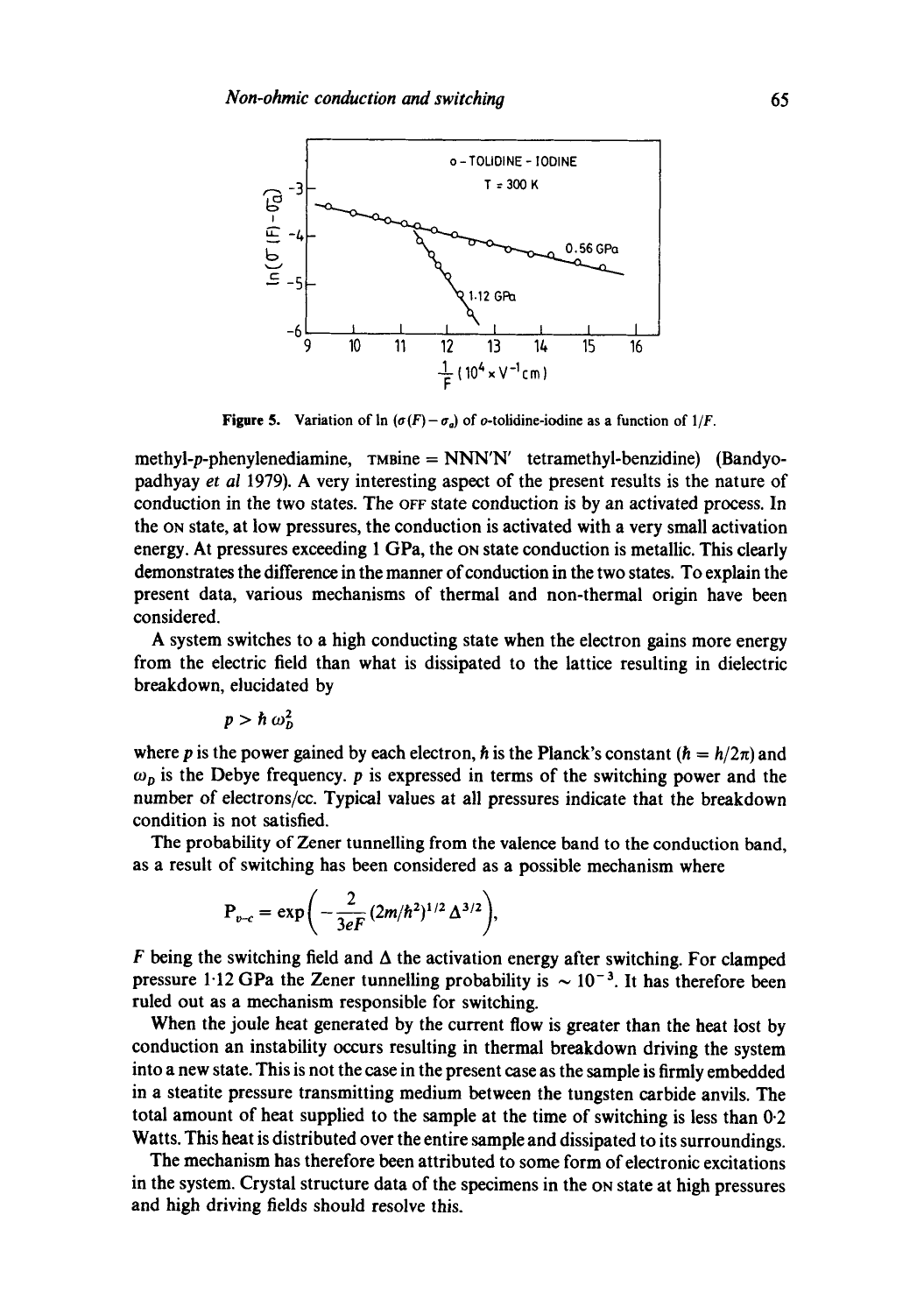**Figure 5.** Variation of ln $(\sigma(F) - \sigma_a)$ of o-tolidine-iodine as a function of $1/F$.

methyl-p-phenylenediamine, TMBine = NNN'N' tetramethyl-benzidine) (Bandyopadhyay *et al* 1979). A very interesting aspect of the present results is the nature of conduction in the two states. The OFF state conduction is by an activated process. In the ON state, at low pressures, the conduction is activated with a very small activation energy. At pressures exceeding 1 GPa, the ON state conduction is metallic. This clearly demonstrates the difference in the manner of conduction in the two states. To explain the present data, various mechanisms of thermal and non-thermal origin have been considered.

A system switches to a high conducting state when the electron gains more energy from the electric field than what is dissipated to the lattice resulting in dielectric breakdown, elucidated by

$$p > \hbar \omega_D^2$$

where $p$ is the power gained by each electron, $\hbar$ is the Planck's constant ($\hbar = h/2\pi$) and $\omega_D$ is the Debye frequency. $p$ is expressed in terms of the switching power and the number of electrons/cc. Typical values at all pressures indicate that the breakdown condition is not satisfied.

The probability of Zener tunnelling from the valence band to the conduction band, as a result of switching has been considered as a possible mechanism where

$$P_{v\text{-}c} = \exp\left(-\frac{2}{3eF}(2m/\hbar^2)^{1/2}\Delta^{3/2}\right),$$

$F$ being the switching field and $\Delta$ the activation energy after switching. For clamped pressure 1·12 GPa the Zener tunnelling probability is $\sim 10^{-3}$. It has therefore been ruled out as a mechanism responsible for switching.

When the joule heat generated by the current flow is greater than the heat lost by conduction an instability occurs resulting in thermal breakdown driving the system into a new state. This is not the case in the present case as the sample is firmly embedded in a steatite pressure transmitting medium between the tungsten carbide anvils. The total amount of heat supplied to the sample at the time of switching is less than 0·2 Watts. This heat is distributed over the entire sample and dissipated to its surroundings.

The mechanism has therefore been attributed to some form of electronic excitations in the system. Crystal structure data of the specimens in the ON state at high pressures and high driving fields should resolve this.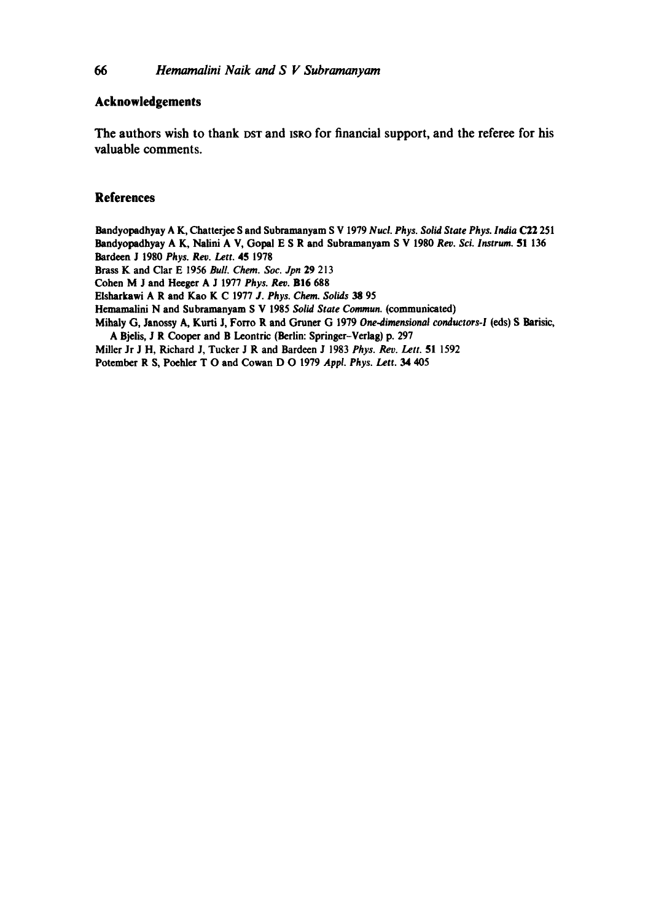## Acknowledgements

The authors wish to thank DST and ISRO for financial support, and the referee for his valuable comments.

## References

Bandyopadhyay A K, Chatterjee S and Subramanyam S V 1979 *Nucl. Phys. Solid State Phys. India* **C22** 251

Bandyopadhyay A K, Nalini A V, Gopal E S R and Subramanyam S V 1980 *Rev. Sci. Instrum.* **51** 136

Bardeen J 1980 *Phys. Rev. Lett.* **45** 1978

Brass K and Clar E 1956 *Bull. Chem. Soc. Jpn* **29** 213

Cohen M J and Heeger A J 1977 *Phys. Rev.* **B16** 688

Elsharkawi A R and Kao K C 1977 *J. Phys. Chem. Solids* **38** 95

Hemamalini N and Subramanyam S V 1985 *Solid State Commun.* (communicated)

Mihaly G, Janossy A, Kurti J, Forro R and Gruner G 1979 *One-dimensional conductors-I* (eds) S Barisic, A Bjelis, J R Cooper and B Leontric (Berlin: Springer–Verlag) p. 297

Miller Jr J H, Richard J, Tucker J R and Bardeen J 1983 *Phys. Rev. Lett.* **51** 1592

Potember R S, Poehler T O and Cowan D O 1979 *Appl. Phys. Lett.* **34** 405